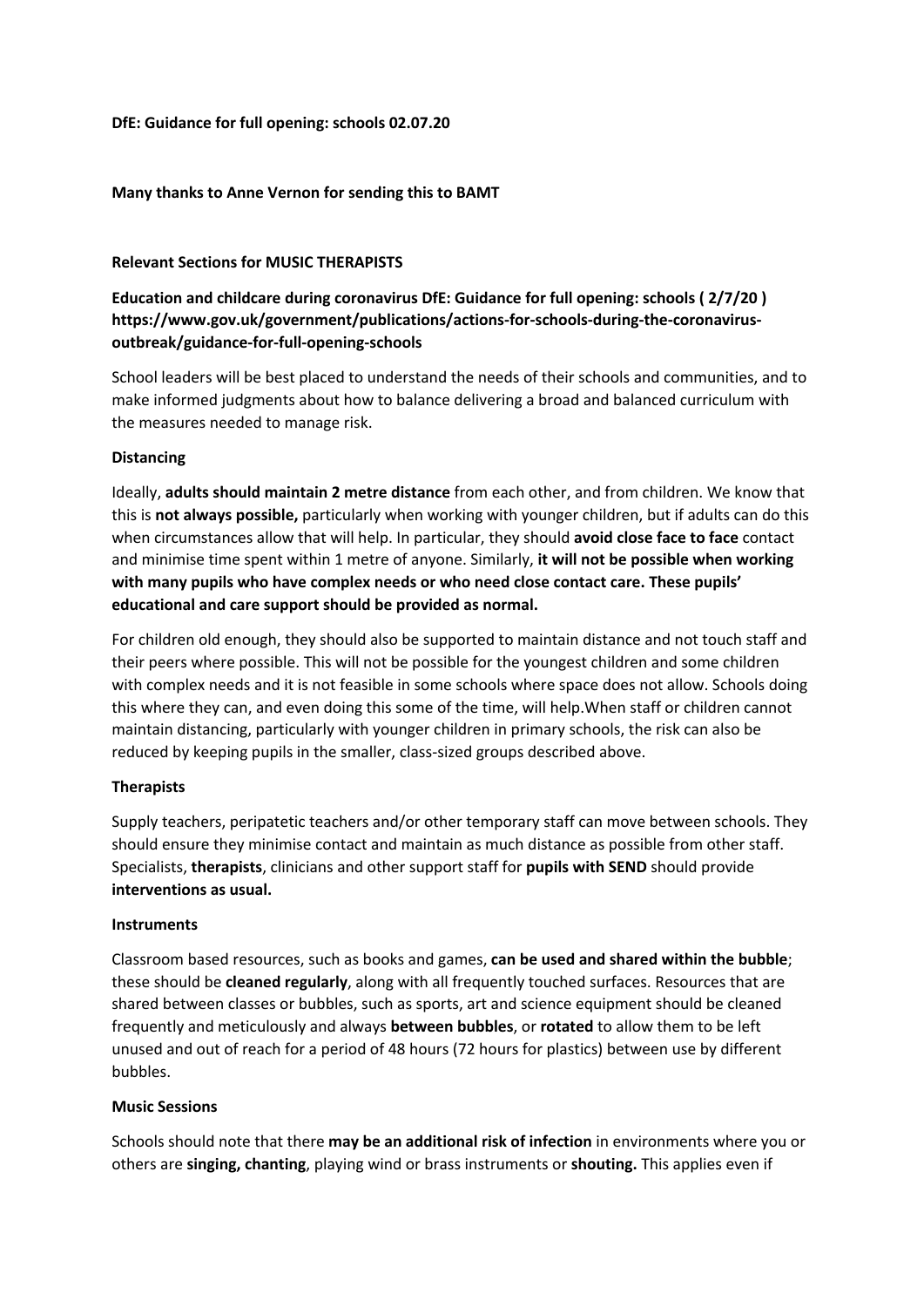**DfE: Guidance for full opening: schools 02.07.20**

**Many thanks to Anne Vernon for sending this to BAMT**

**Relevant Sections for MUSIC THERAPISTS**

**Education and childcare during coronavirus DfE: Guidance for full opening: schools ( 2/7/20 ) https://www.gov.uk/government/publications/actions-for-schools-during-the-coronavirus-outbreak/guidance-for-full-opening-schools**

School leaders will be best placed to understand the needs of their schools and communities, and to make informed judgments about how to balance delivering a broad and balanced curriculum with the measures needed to manage risk.

**Distancing**

Ideally, **adults should maintain 2 metre distance** from each other, and from children. We know that this is **not always possible,** particularly when working with younger children, but if adults can do this when circumstances allow that will help. In particular, they should **avoid close face to face** contact and minimise time spent within 1 metre of anyone. Similarly, **it will not be possible when working with many pupils who have complex needs or who need close contact care. These pupils' educational and care support should be provided as normal.**

For children old enough, they should also be supported to maintain distance and not touch staff and their peers where possible. This will not be possible for the youngest children and some children with complex needs and it is not feasible in some schools where space does not allow. Schools doing this where they can, and even doing this some of the time, will help.When staff or children cannot maintain distancing, particularly with younger children in primary schools, the risk can also be reduced by keeping pupils in the smaller, class-sized groups described above.

**Therapists**

Supply teachers, peripatetic teachers and/or other temporary staff can move between schools. They should ensure they minimise contact and maintain as much distance as possible from other staff. Specialists, **therapists**, clinicians and other support staff for **pupils with SEND** should provide **interventions as usual.**

**Instruments**

Classroom based resources, such as books and games, **can be used and shared within the bubble**; these should be **cleaned regularly**, along with all frequently touched surfaces. Resources that are shared between classes or bubbles, such as sports, art and science equipment should be cleaned frequently and meticulously and always **between bubbles**, or **rotated** to allow them to be left unused and out of reach for a period of 48 hours (72 hours for plastics) between use by different bubbles.

**Music Sessions**

Schools should note that there **may be an additional risk of infection** in environments where you or others are **singing, chanting**, playing wind or brass instruments or **shouting.** This applies even if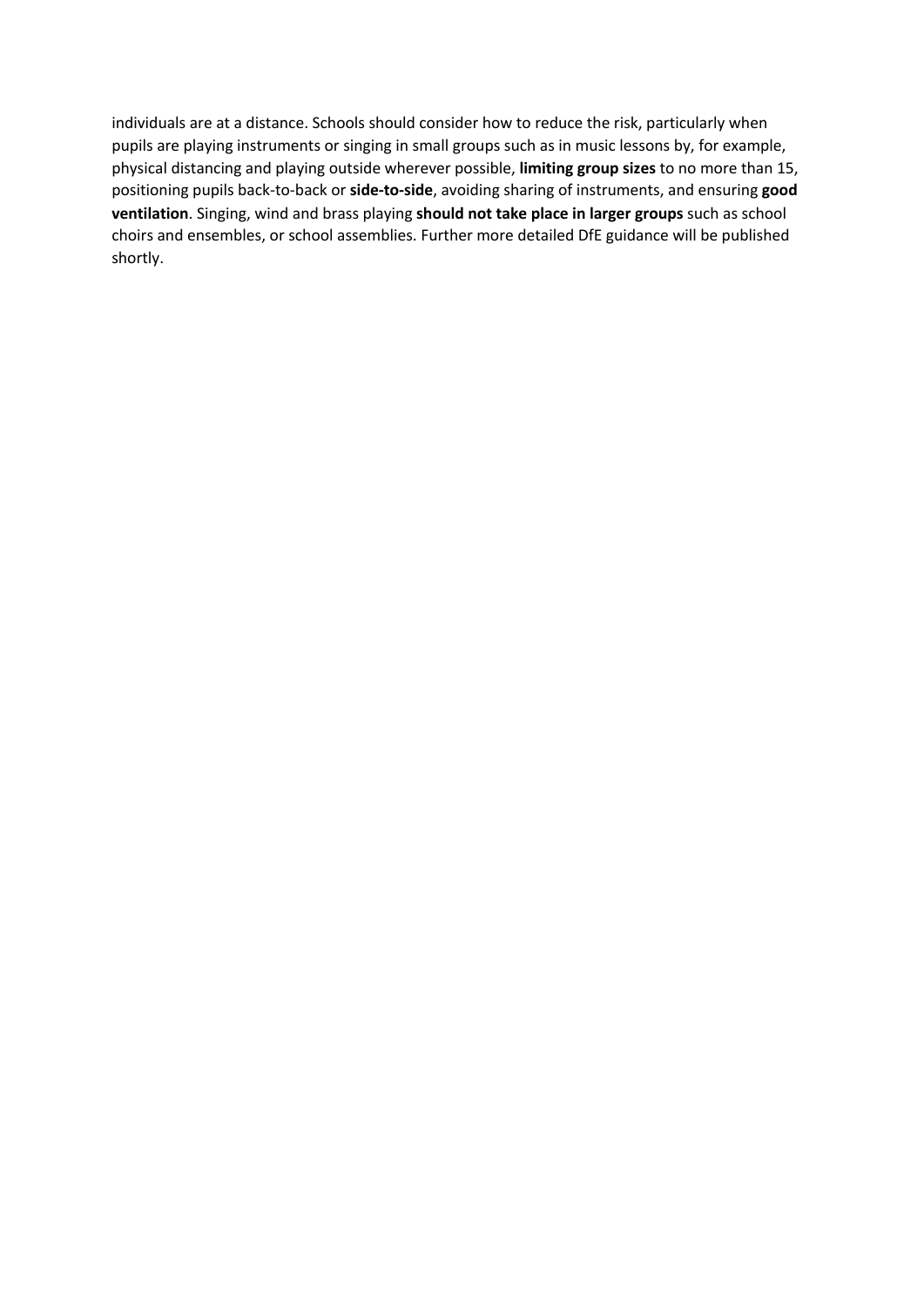individuals are at a distance. Schools should consider how to reduce the risk, particularly when pupils are playing instruments or singing in small groups such as in music lessons by, for example, physical distancing and playing outside wherever possible, **limiting group sizes** to no more than 15, positioning pupils back-to-back or **side-to-side**, avoiding sharing of instruments, and ensuring **good ventilation**. Singing, wind and brass playing **should not take place in larger groups** such as school choirs and ensembles, or school assemblies. Further more detailed DfE guidance will be published shortly.